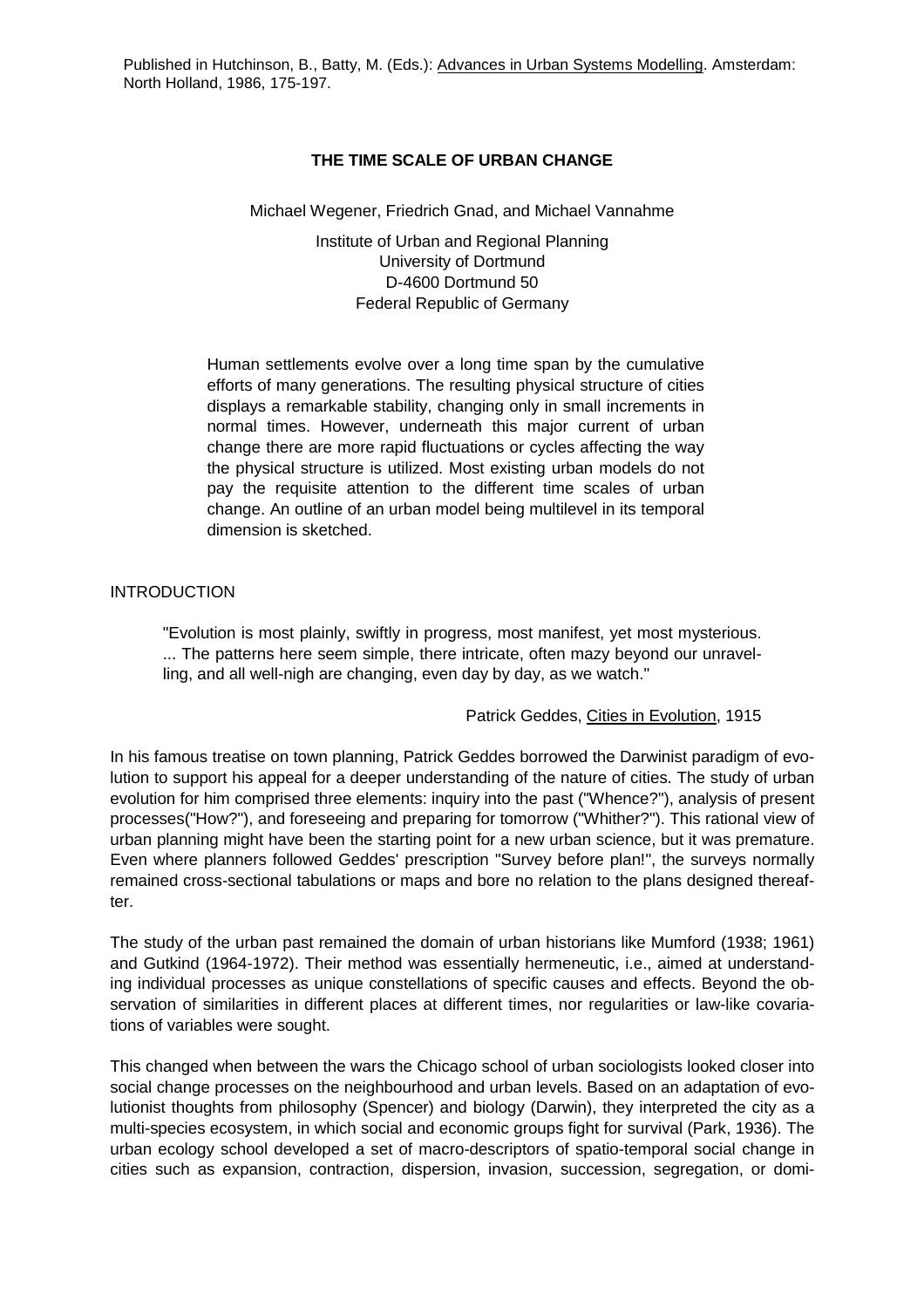Published in Hutchinson, B., Batty, M. (Eds.): Advances in Urban Systems Modelling. Amsterdam: North Holland, 1986, 175-197.

# THE TIME SCALE OF URBAN CHANGE

Michael Wegener, Friedrich Gnad, and Michael Vannahme

Institute of Urban and Regional Planning
University of Dortmund
D-4600 Dortmund 50
Federal Republic of Germany

> Human settlements evolve over a long time span by the cumulative efforts of many generations. The resulting physical structure of cities displays a remarkable stability, changing only in small increments in normal times. However, underneath this major current of urban change there are more rapid fluctuations or cycles affecting the way the physical structure is utilized. Most existing urban models do not pay the requisite attention to the different time scales of urban change. An outline of an urban model being multilevel in its temporal dimension is sketched.

## INTRODUCTION

> "Evolution is most plainly, swiftly in progress, most manifest, yet most mysterious. ... The patterns here seem simple, there intricate, often mazy beyond our unravelling, and all well-nigh are changing, even day by day, as we watch."
>
> Patrick Geddes, Cities in Evolution, 1915

In his famous treatise on town planning, Patrick Geddes borrowed the Darwinist paradigm of evolution to support his appeal for a deeper understanding of the nature of cities. The study of urban evolution for him comprised three elements: inquiry into the past ("Whence?"), analysis of present processes("How?"), and foreseeing and preparing for tomorrow ("Whither?"). This rational view of urban planning might have been the starting point for a new urban science, but it was premature. Even where planners followed Geddes' prescription "Survey before plan!", the surveys normally remained cross-sectional tabulations or maps and bore no relation to the plans designed thereafter.

The study of the urban past remained the domain of urban historians like Mumford (1938; 1961) and Gutkind (1964-1972). Their method was essentially hermeneutic, i.e., aimed at understanding individual processes as unique constellations of specific causes and effects. Beyond the observation of similarities in different places at different times, nor regularities or law-like covariations of variables were sought.

This changed when between the wars the Chicago school of urban sociologists looked closer into social change processes on the neighbourhood and urban levels. Based on an adaptation of evolutionist thoughts from philosophy (Spencer) and biology (Darwin), they interpreted the city as a multi-species ecosystem, in which social and economic groups fight for survival (Park, 1936). The urban ecology school developed a set of macro-descriptors of spatio-temporal social change in cities such as expansion, contraction, dispersion, invasion, succession, segregation, or domi-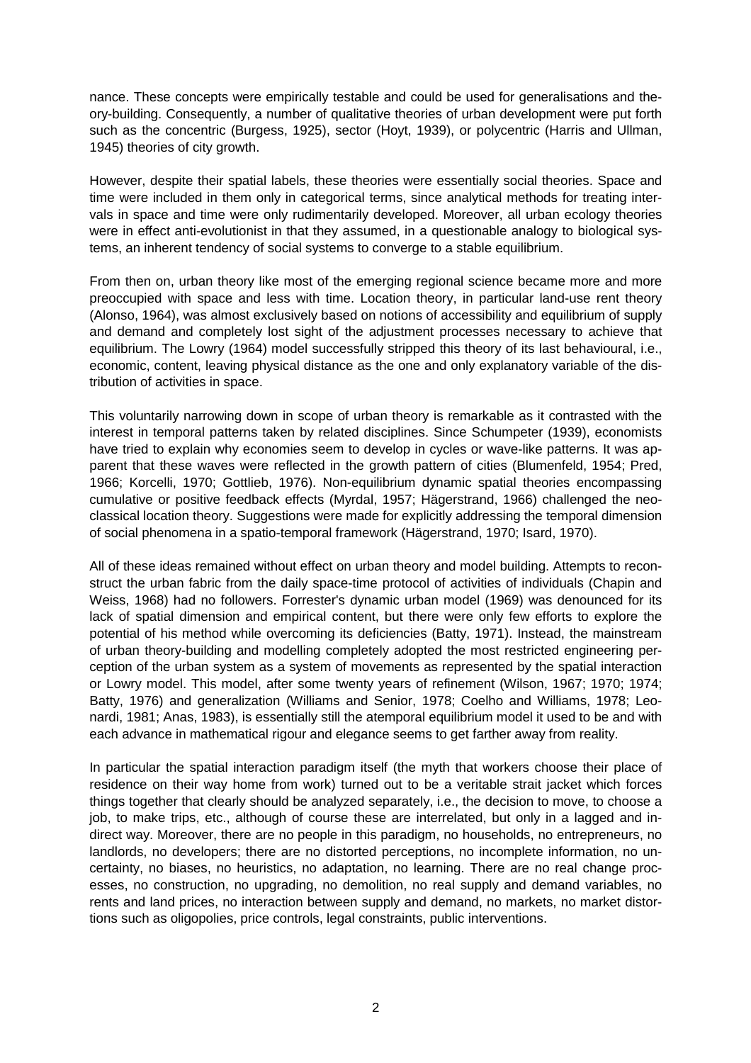nance. These concepts were empirically testable and could be used for generalisations and theory-building. Consequently, a number of qualitative theories of urban development were put forth such as the concentric (Burgess, 1925), sector (Hoyt, 1939), or polycentric (Harris and Ullman, 1945) theories of city growth.

However, despite their spatial labels, these theories were essentially social theories. Space and time were included in them only in categorical terms, since analytical methods for treating intervals in space and time were only rudimentarily developed. Moreover, all urban ecology theories were in effect anti-evolutionist in that they assumed, in a questionable analogy to biological systems, an inherent tendency of social systems to converge to a stable equilibrium.

From then on, urban theory like most of the emerging regional science became more and more preoccupied with space and less with time. Location theory, in particular land-use rent theory (Alonso, 1964), was almost exclusively based on notions of accessibility and equilibrium of supply and demand and completely lost sight of the adjustment processes necessary to achieve that equilibrium. The Lowry (1964) model successfully stripped this theory of its last behavioural, i.e., economic, content, leaving physical distance as the one and only explanatory variable of the distribution of activities in space.

This voluntarily narrowing down in scope of urban theory is remarkable as it contrasted with the interest in temporal patterns taken by related disciplines. Since Schumpeter (1939), economists have tried to explain why economies seem to develop in cycles or wave-like patterns. It was apparent that these waves were reflected in the growth pattern of cities (Blumenfeld, 1954; Pred, 1966; Korcelli, 1970; Gottlieb, 1976). Non-equilibrium dynamic spatial theories encompassing cumulative or positive feedback effects (Myrdal, 1957; Hägerstrand, 1966) challenged the neoclassical location theory. Suggestions were made for explicitly addressing the temporal dimension of social phenomena in a spatio-temporal framework (Hägerstrand, 1970; Isard, 1970).

All of these ideas remained without effect on urban theory and model building. Attempts to reconstruct the urban fabric from the daily space-time protocol of activities of individuals (Chapin and Weiss, 1968) had no followers. Forrester's dynamic urban model (1969) was denounced for its lack of spatial dimension and empirical content, but there were only few efforts to explore the potential of his method while overcoming its deficiencies (Batty, 1971). Instead, the mainstream of urban theory-building and modelling completely adopted the most restricted engineering perception of the urban system as a system of movements as represented by the spatial interaction or Lowry model. This model, after some twenty years of refinement (Wilson, 1967; 1970; 1974; Batty, 1976) and generalization (Williams and Senior, 1978; Coelho and Williams, 1978; Leonardi, 1981; Anas, 1983), is essentially still the atemporal equilibrium model it used to be and with each advance in mathematical rigour and elegance seems to get farther away from reality.

In particular the spatial interaction paradigm itself (the myth that workers choose their place of residence on their way home from work) turned out to be a veritable strait jacket which forces things together that clearly should be analyzed separately, i.e., the decision to move, to choose a job, to make trips, etc., although of course these are interrelated, but only in a lagged and indirect way. Moreover, there are no people in this paradigm, no households, no entrepreneurs, no landlords, no developers; there are no distorted perceptions, no incomplete information, no uncertainty, no biases, no heuristics, no adaptation, no learning. There are no real change processes, no construction, no upgrading, no demolition, no real supply and demand variables, no rents and land prices, no interaction between supply and demand, no markets, no market distortions such as oligopolies, price controls, legal constraints, public interventions.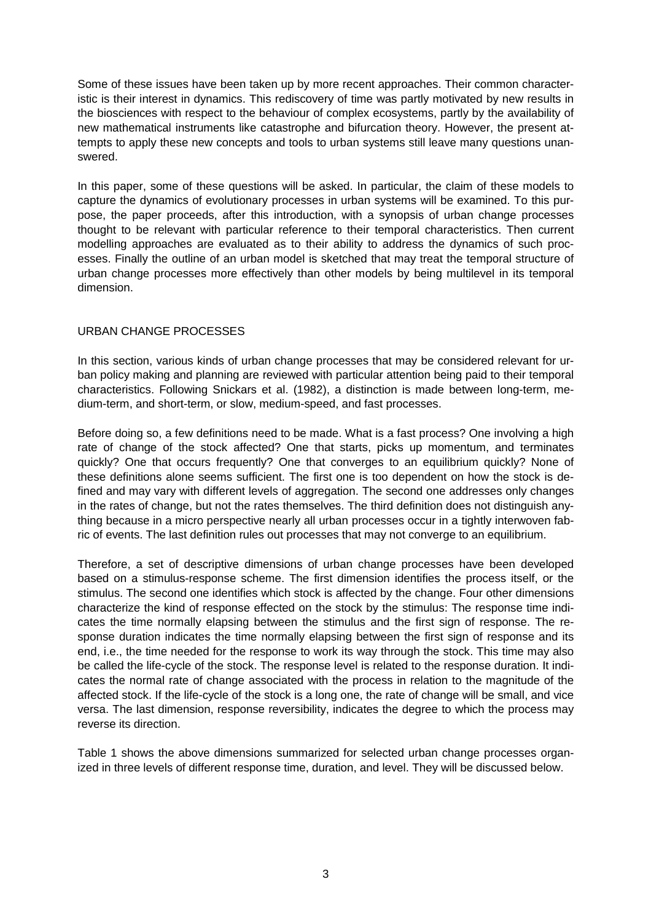Some of these issues have been taken up by more recent approaches. Their common characteristic is their interest in dynamics. This rediscovery of time was partly motivated by new results in the biosciences with respect to the behaviour of complex ecosystems, partly by the availability of new mathematical instruments like catastrophe and bifurcation theory. However, the present attempts to apply these new concepts and tools to urban systems still leave many questions unanswered.

In this paper, some of these questions will be asked. In particular, the claim of these models to capture the dynamics of evolutionary processes in urban systems will be examined. To this purpose, the paper proceeds, after this introduction, with a synopsis of urban change processes thought to be relevant with particular reference to their temporal characteristics. Then current modelling approaches are evaluated as to their ability to address the dynamics of such processes. Finally the outline of an urban model is sketched that may treat the temporal structure of urban change processes more effectively than other models by being multilevel in its temporal dimension.

## URBAN CHANGE PROCESSES

In this section, various kinds of urban change processes that may be considered relevant for urban policy making and planning are reviewed with particular attention being paid to their temporal characteristics. Following Snickars et al. (1982), a distinction is made between long-term, medium-term, and short-term, or slow, medium-speed, and fast processes.

Before doing so, a few definitions need to be made. What is a fast process? One involving a high rate of change of the stock affected? One that starts, picks up momentum, and terminates quickly? One that occurs frequently? One that converges to an equilibrium quickly? None of these definitions alone seems sufficient. The first one is too dependent on how the stock is defined and may vary with different levels of aggregation. The second one addresses only changes in the rates of change, but not the rates themselves. The third definition does not distinguish anything because in a micro perspective nearly all urban processes occur in a tightly interwoven fabric of events. The last definition rules out processes that may not converge to an equilibrium.

Therefore, a set of descriptive dimensions of urban change processes have been developed based on a stimulus-response scheme. The first dimension identifies the process itself, or the stimulus. The second one identifies which stock is affected by the change. Four other dimensions characterize the kind of response effected on the stock by the stimulus: The response time indicates the time normally elapsing between the stimulus and the first sign of response. The response duration indicates the time normally elapsing between the first sign of response and its end, i.e., the time needed for the response to work its way through the stock. This time may also be called the life-cycle of the stock. The response level is related to the response duration. It indicates the normal rate of change associated with the process in relation to the magnitude of the affected stock. If the life-cycle of the stock is a long one, the rate of change will be small, and vice versa. The last dimension, response reversibility, indicates the degree to which the process may reverse its direction.

Table 1 shows the above dimensions summarized for selected urban change processes organized in three levels of different response time, duration, and level. They will be discussed below.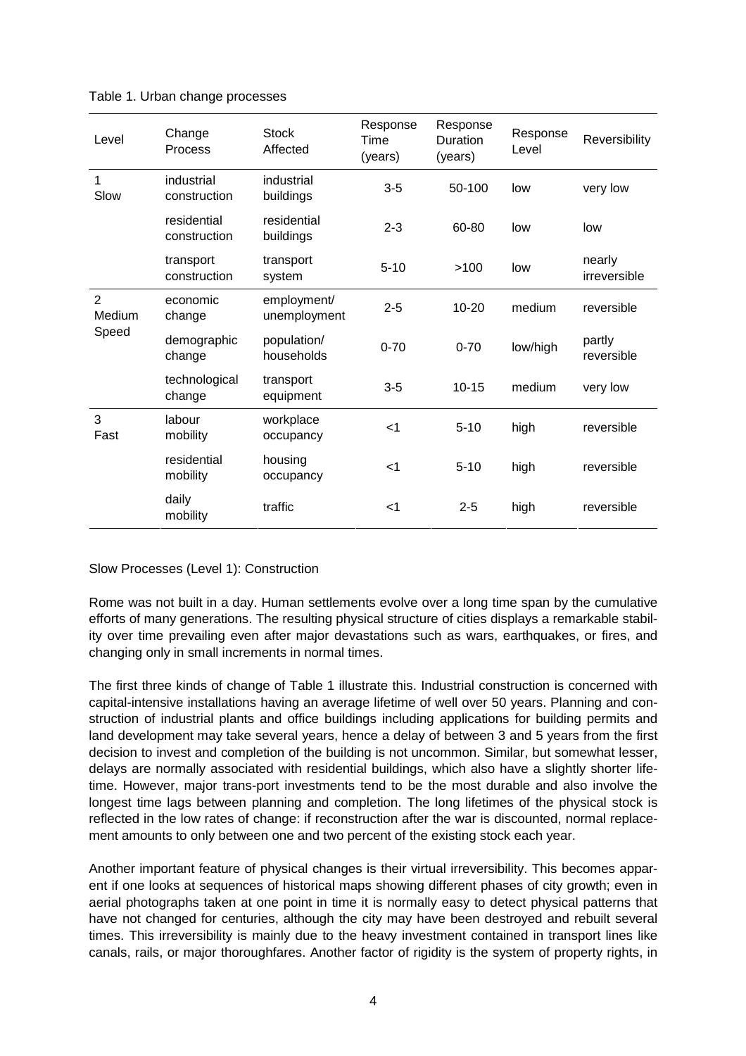Table 1. Urban change processes

| Level | Change Process | Stock Affected | Response Time (years) | Response Duration (years) | Response Level | Reversibility |
|---|---|---|---|---|---|---|
| 1 Slow | industrial construction | industrial buildings | 3-5 | 50-100 | low | very low |
| | residential construction | residential buildings | 2-3 | 60-80 | low | low |
| | transport construction | transport system | 5-10 | >100 | low | nearly irreversible |
| 2 Medium Speed | economic change | employment/ unemployment | 2-5 | 10-20 | medium | reversible |
| | demographic change | population/ households | 0-70 | 0-70 | low/high | partly reversible |
| | technological change | transport equipment | 3-5 | 10-15 | medium | very low |
| 3 Fast | labour mobility | workplace occupancy | <1 | 5-10 | high | reversible |
| | residential mobility | housing occupancy | <1 | 5-10 | high | reversible |
| | daily mobility | traffic | <1 | 2-5 | high | reversible |

Slow Processes (Level 1): Construction

Rome was not built in a day. Human settlements evolve over a long time span by the cumulative efforts of many generations. The resulting physical structure of cities displays a remarkable stability over time prevailing even after major devastations such as wars, earthquakes, or fires, and changing only in small increments in normal times.

The first three kinds of change of Table 1 illustrate this. Industrial construction is concerned with capital-intensive installations having an average lifetime of well over 50 years. Planning and construction of industrial plants and office buildings including applications for building permits and land development may take several years, hence a delay of between 3 and 5 years from the first decision to invest and completion of the building is not uncommon. Similar, but somewhat lesser, delays are normally associated with residential buildings, which also have a slightly shorter lifetime. However, major trans-port investments tend to be the most durable and also involve the longest time lags between planning and completion. The long lifetimes of the physical stock is reflected in the low rates of change: if reconstruction after the war is discounted, normal replacement amounts to only between one and two percent of the existing stock each year.

Another important feature of physical changes is their virtual irreversibility. This becomes apparent if one looks at sequences of historical maps showing different phases of city growth; even in aerial photographs taken at one point in time it is normally easy to detect physical patterns that have not changed for centuries, although the city may have been destroyed and rebuilt several times. This irreversibility is mainly due to the heavy investment contained in transport lines like canals, rails, or major thoroughfares. Another factor of rigidity is the system of property rights, in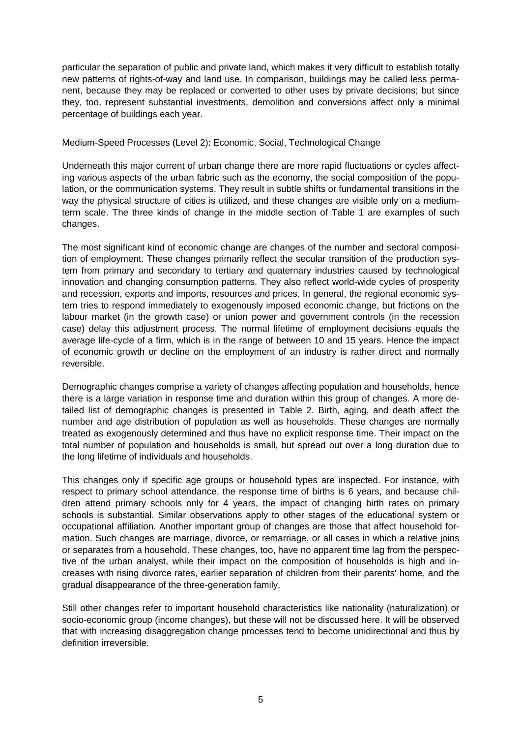particular the separation of public and private land, which makes it very difficult to establish totally new patterns of rights-of-way and land use. In comparison, buildings may be called less permanent, because they may be replaced or converted to other uses by private decisions; but since they, too, represent substantial investments, demolition and conversions affect only a minimal percentage of buildings each year.

### Medium-Speed Processes (Level 2): Economic, Social, Technological Change

Underneath this major current of urban change there are more rapid fluctuations or cycles affecting various aspects of the urban fabric such as the economy, the social composition of the population, or the communication systems. They result in subtle shifts or fundamental transitions in the way the physical structure of cities is utilized, and these changes are visible only on a medium-term scale. The three kinds of change in the middle section of Table 1 are examples of such changes.

The most significant kind of economic change are changes of the number and sectoral composition of employment. These changes primarily reflect the secular transition of the production system from primary and secondary to tertiary and quaternary industries caused by technological innovation and changing consumption patterns. They also reflect world-wide cycles of prosperity and recession, exports and imports, resources and prices. In general, the regional economic system tries to respond immediately to exogenously imposed economic change, but frictions on the labour market (in the growth case) or union power and government controls (in the recession case) delay this adjustment process. The normal lifetime of employment decisions equals the average life-cycle of a firm, which is in the range of between 10 and 15 years. Hence the impact of economic growth or decline on the employment of an industry is rather direct and normally reversible.

Demographic changes comprise a variety of changes affecting population and households, hence there is a large variation in response time and duration within this group of changes. A more detailed list of demographic changes is presented in Table 2. Birth, aging, and death affect the number and age distribution of population as well as households. These changes are normally treated as exogenously determined and thus have no explicit response time. Their impact on the total number of population and households is small, but spread out over a long duration due to the long lifetime of individuals and households.

This changes only if specific age groups or household types are inspected. For instance, with respect to primary school attendance, the response time of births is 6 years, and because children attend primary schools only for 4 years, the impact of changing birth rates on primary schools is substantial. Similar observations apply to other stages of the educational system or occupational affiliation. Another important group of changes are those that affect household formation. Such changes are marriage, divorce, or remarriage, or all cases in which a relative joins or separates from a household. These changes, too, have no apparent time lag from the perspective of the urban analyst, while their impact on the composition of households is high and increases with rising divorce rates, earlier separation of children from their parents' home, and the gradual disappearance of the three-generation family.

Still other changes refer to important household characteristics like nationality (naturalization) or socio-economic group (income changes), but these will not be discussed here. It will be observed that with increasing disaggregation change processes tend to become unidirectional and thus by definition irreversible.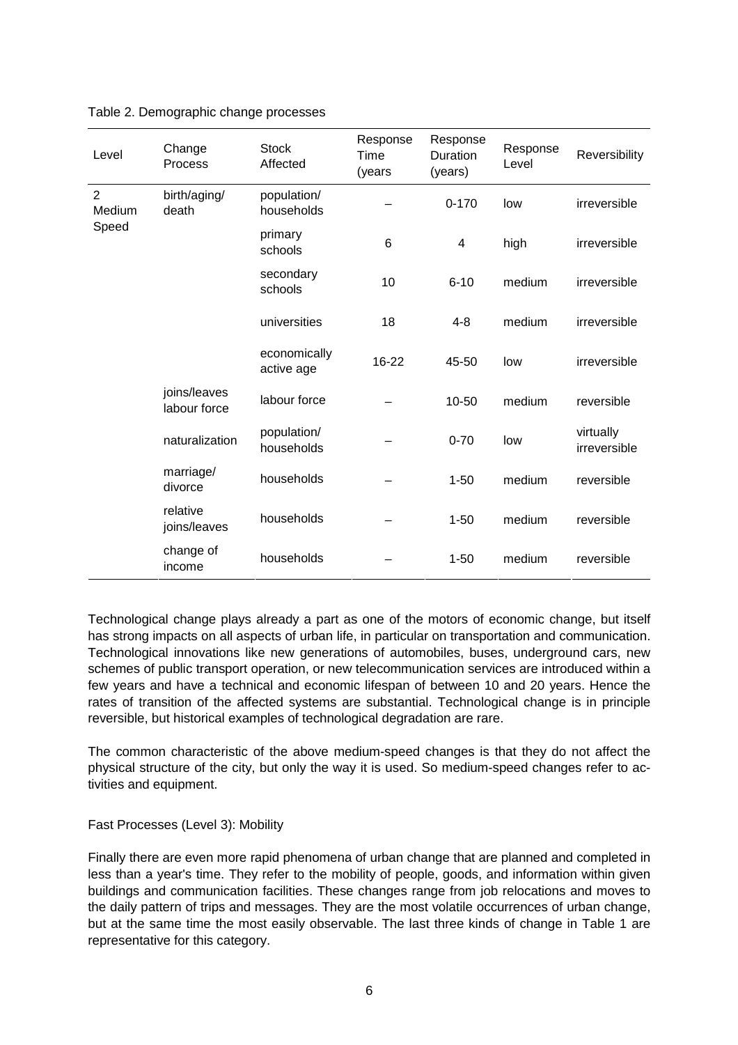Table 2. Demographic change processes

| Level | Change Process | Stock Affected | Response Time (years | Response Duration (years) | Response Level | Reversibility |
|---|---|---|---|---|---|---|
| 2 Medium Speed | birth/aging/ death | population/ households | – | 0-170 | low | irreversible |
| | | primary schools | 6 | 4 | high | irreversible |
| | | secondary schools | 10 | 6-10 | medium | irreversible |
| | | universities | 18 | 4-8 | medium | irreversible |
| | | economically active age | 16-22 | 45-50 | low | irreversible |
| | joins/leaves labour force | labour force | – | 10-50 | medium | reversible |
| | naturalization | population/ households | – | 0-70 | low | virtually irreversible |
| | marriage/ divorce | households | – | 1-50 | medium | reversible |
| | relative joins/leaves | households | – | 1-50 | medium | reversible |
| | change of income | households | – | 1-50 | medium | reversible |

Technological change plays already a part as one of the motors of economic change, but itself has strong impacts on all aspects of urban life, in particular on transportation and communication. Technological innovations like new generations of automobiles, buses, underground cars, new schemes of public transport operation, or new telecommunication services are introduced within a few years and have a technical and economic lifespan of between 10 and 20 years. Hence the rates of transition of the affected systems are substantial. Technological change is in principle reversible, but historical examples of technological degradation are rare.

The common characteristic of the above medium-speed changes is that they do not affect the physical structure of the city, but only the way it is used. So medium-speed changes refer to activities and equipment.

Fast Processes (Level 3): Mobility

Finally there are even more rapid phenomena of urban change that are planned and completed in less than a year's time. They refer to the mobility of people, goods, and information within given buildings and communication facilities. These changes range from job relocations and moves to the daily pattern of trips and messages. They are the most volatile occurrences of urban change, but at the same time the most easily observable. The last three kinds of change in Table 1 are representative for this category.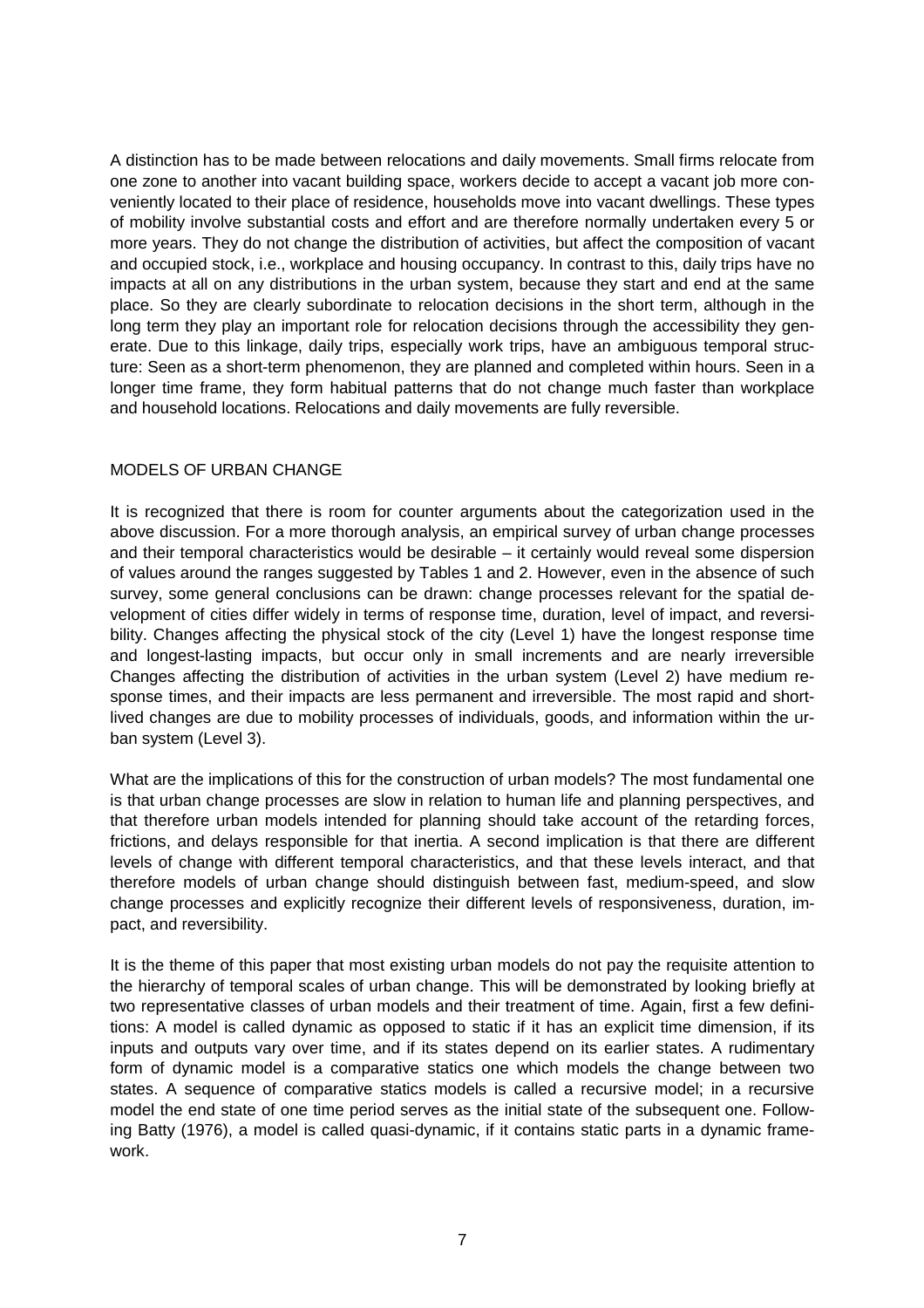A distinction has to be made between relocations and daily movements. Small firms relocate from one zone to another into vacant building space, workers decide to accept a vacant job more conveniently located to their place of residence, households move into vacant dwellings. These types of mobility involve substantial costs and effort and are therefore normally undertaken every 5 or more years. They do not change the distribution of activities, but affect the composition of vacant and occupied stock, i.e., workplace and housing occupancy. In contrast to this, daily trips have no impacts at all on any distributions in the urban system, because they start and end at the same place. So they are clearly subordinate to relocation decisions in the short term, although in the long term they play an important role for relocation decisions through the accessibility they generate. Due to this linkage, daily trips, especially work trips, have an ambiguous temporal structure: Seen as a short-term phenomenon, they are planned and completed within hours. Seen in a longer time frame, they form habitual patterns that do not change much faster than workplace and household locations. Relocations and daily movements are fully reversible.

## MODELS OF URBAN CHANGE

It is recognized that there is room for counter arguments about the categorization used in the above discussion. For a more thorough analysis, an empirical survey of urban change processes and their temporal characteristics would be desirable – it certainly would reveal some dispersion of values around the ranges suggested by Tables 1 and 2. However, even in the absence of such survey, some general conclusions can be drawn: change processes relevant for the spatial development of cities differ widely in terms of response time, duration, level of impact, and reversibility. Changes affecting the physical stock of the city (Level 1) have the longest response time and longest-lasting impacts, but occur only in small increments and are nearly irreversible Changes affecting the distribution of activities in the urban system (Level 2) have medium response times, and their impacts are less permanent and irreversible. The most rapid and short-lived changes are due to mobility processes of individuals, goods, and information within the urban system (Level 3).

What are the implications of this for the construction of urban models? The most fundamental one is that urban change processes are slow in relation to human life and planning perspectives, and that therefore urban models intended for planning should take account of the retarding forces, frictions, and delays responsible for that inertia. A second implication is that there are different levels of change with different temporal characteristics, and that these levels interact, and that therefore models of urban change should distinguish between fast, medium-speed, and slow change processes and explicitly recognize their different levels of responsiveness, duration, impact, and reversibility.

It is the theme of this paper that most existing urban models do not pay the requisite attention to the hierarchy of temporal scales of urban change. This will be demonstrated by looking briefly at two representative classes of urban models and their treatment of time. Again, first a few definitions: A model is called dynamic as opposed to static if it has an explicit time dimension, if its inputs and outputs vary over time, and if its states depend on its earlier states. A rudimentary form of dynamic model is a comparative statics one which models the change between two states. A sequence of comparative statics models is called a recursive model; in a recursive model the end state of one time period serves as the initial state of the subsequent one. Following Batty (1976), a model is called quasi-dynamic, if it contains static parts in a dynamic framework.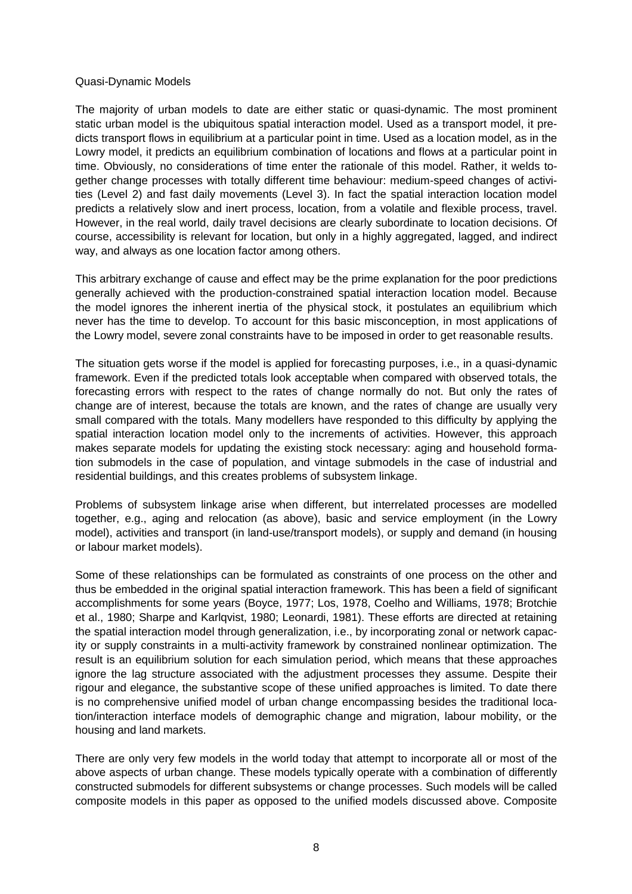## Quasi-Dynamic Models

The majority of urban models to date are either static or quasi-dynamic. The most prominent static urban model is the ubiquitous spatial interaction model. Used as a transport model, it predicts transport flows in equilibrium at a particular point in time. Used as a location model, as in the Lowry model, it predicts an equilibrium combination of locations and flows at a particular point in time. Obviously, no considerations of time enter the rationale of this model. Rather, it welds together change processes with totally different time behaviour: medium-speed changes of activities (Level 2) and fast daily movements (Level 3). In fact the spatial interaction location model predicts a relatively slow and inert process, location, from a volatile and flexible process, travel. However, in the real world, daily travel decisions are clearly subordinate to location decisions. Of course, accessibility is relevant for location, but only in a highly aggregated, lagged, and indirect way, and always as one location factor among others.

This arbitrary exchange of cause and effect may be the prime explanation for the poor predictions generally achieved with the production-constrained spatial interaction location model. Because the model ignores the inherent inertia of the physical stock, it postulates an equilibrium which never has the time to develop. To account for this basic misconception, in most applications of the Lowry model, severe zonal constraints have to be imposed in order to get reasonable results.

The situation gets worse if the model is applied for forecasting purposes, i.e., in a quasi-dynamic framework. Even if the predicted totals look acceptable when compared with observed totals, the forecasting errors with respect to the rates of change normally do not. But only the rates of change are of interest, because the totals are known, and the rates of change are usually very small compared with the totals. Many modellers have responded to this difficulty by applying the spatial interaction location model only to the increments of activities. However, this approach makes separate models for updating the existing stock necessary: aging and household formation submodels in the case of population, and vintage submodels in the case of industrial and residential buildings, and this creates problems of subsystem linkage.

Problems of subsystem linkage arise when different, but interrelated processes are modelled together, e.g., aging and relocation (as above), basic and service employment (in the Lowry model), activities and transport (in land-use/transport models), or supply and demand (in housing or labour market models).

Some of these relationships can be formulated as constraints of one process on the other and thus be embedded in the original spatial interaction framework. This has been a field of significant accomplishments for some years (Boyce, 1977; Los, 1978, Coelho and Williams, 1978; Brotchie et al., 1980; Sharpe and Karlqvist, 1980; Leonardi, 1981). These efforts are directed at retaining the spatial interaction model through generalization, i.e., by incorporating zonal or network capacity or supply constraints in a multi-activity framework by constrained nonlinear optimization. The result is an equilibrium solution for each simulation period, which means that these approaches ignore the lag structure associated with the adjustment processes they assume. Despite their rigour and elegance, the substantive scope of these unified approaches is limited. To date there is no comprehensive unified model of urban change encompassing besides the traditional location/interaction interface models of demographic change and migration, labour mobility, or the housing and land markets.

There are only very few models in the world today that attempt to incorporate all or most of the above aspects of urban change. These models typically operate with a combination of differently constructed submodels for different subsystems or change processes. Such models will be called composite models in this paper as opposed to the unified models discussed above. Composite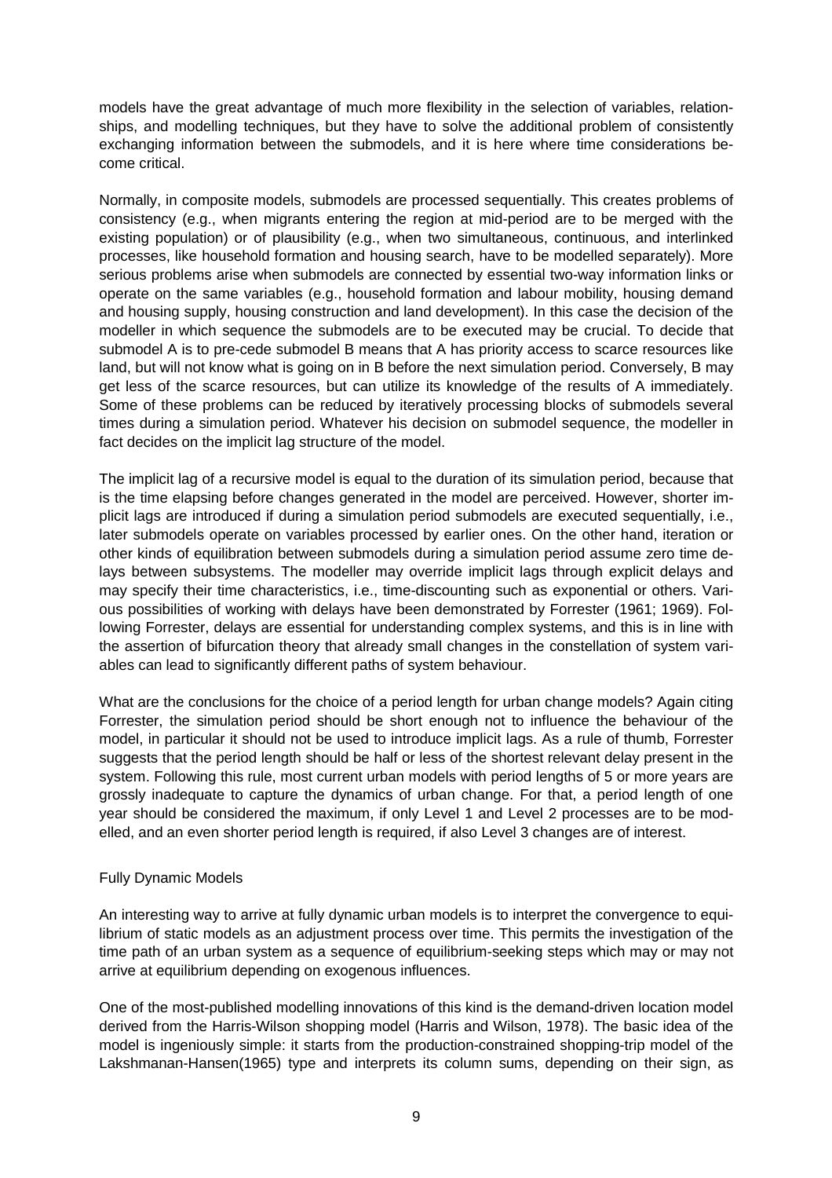models have the great advantage of much more flexibility in the selection of variables, relationships, and modelling techniques, but they have to solve the additional problem of consistently exchanging information between the submodels, and it is here where time considerations become critical.

Normally, in composite models, submodels are processed sequentially. This creates problems of consistency (e.g., when migrants entering the region at mid-period are to be merged with the existing population) or of plausibility (e.g., when two simultaneous, continuous, and interlinked processes, like household formation and housing search, have to be modelled separately). More serious problems arise when submodels are connected by essential two-way information links or operate on the same variables (e.g., household formation and labour mobility, housing demand and housing supply, housing construction and land development). In this case the decision of the modeller in which sequence the submodels are to be executed may be crucial. To decide that submodel A is to pre-cede submodel B means that A has priority access to scarce resources like land, but will not know what is going on in B before the next simulation period. Conversely, B may get less of the scarce resources, but can utilize its knowledge of the results of A immediately. Some of these problems can be reduced by iteratively processing blocks of submodels several times during a simulation period. Whatever his decision on submodel sequence, the modeller in fact decides on the implicit lag structure of the model.

The implicit lag of a recursive model is equal to the duration of its simulation period, because that is the time elapsing before changes generated in the model are perceived. However, shorter implicit lags are introduced if during a simulation period submodels are executed sequentially, i.e., later submodels operate on variables processed by earlier ones. On the other hand, iteration or other kinds of equilibration between submodels during a simulation period assume zero time delays between subsystems. The modeller may override implicit lags through explicit delays and may specify their time characteristics, i.e., time-discounting such as exponential or others. Various possibilities of working with delays have been demonstrated by Forrester (1961; 1969). Following Forrester, delays are essential for understanding complex systems, and this is in line with the assertion of bifurcation theory that already small changes in the constellation of system variables can lead to significantly different paths of system behaviour.

What are the conclusions for the choice of a period length for urban change models? Again citing Forrester, the simulation period should be short enough not to influence the behaviour of the model, in particular it should not be used to introduce implicit lags. As a rule of thumb, Forrester suggests that the period length should be half or less of the shortest relevant delay present in the system. Following this rule, most current urban models with period lengths of 5 or more years are grossly inadequate to capture the dynamics of urban change. For that, a period length of one year should be considered the maximum, if only Level 1 and Level 2 processes are to be modelled, and an even shorter period length is required, if also Level 3 changes are of interest.

### Fully Dynamic Models

An interesting way to arrive at fully dynamic urban models is to interpret the convergence to equilibrium of static models as an adjustment process over time. This permits the investigation of the time path of an urban system as a sequence of equilibrium-seeking steps which may or may not arrive at equilibrium depending on exogenous influences.

One of the most-published modelling innovations of this kind is the demand-driven location model derived from the Harris-Wilson shopping model (Harris and Wilson, 1978). The basic idea of the model is ingeniously simple: it starts from the production-constrained shopping-trip model of the Lakshmanan-Hansen(1965) type and interprets its column sums, depending on their sign, as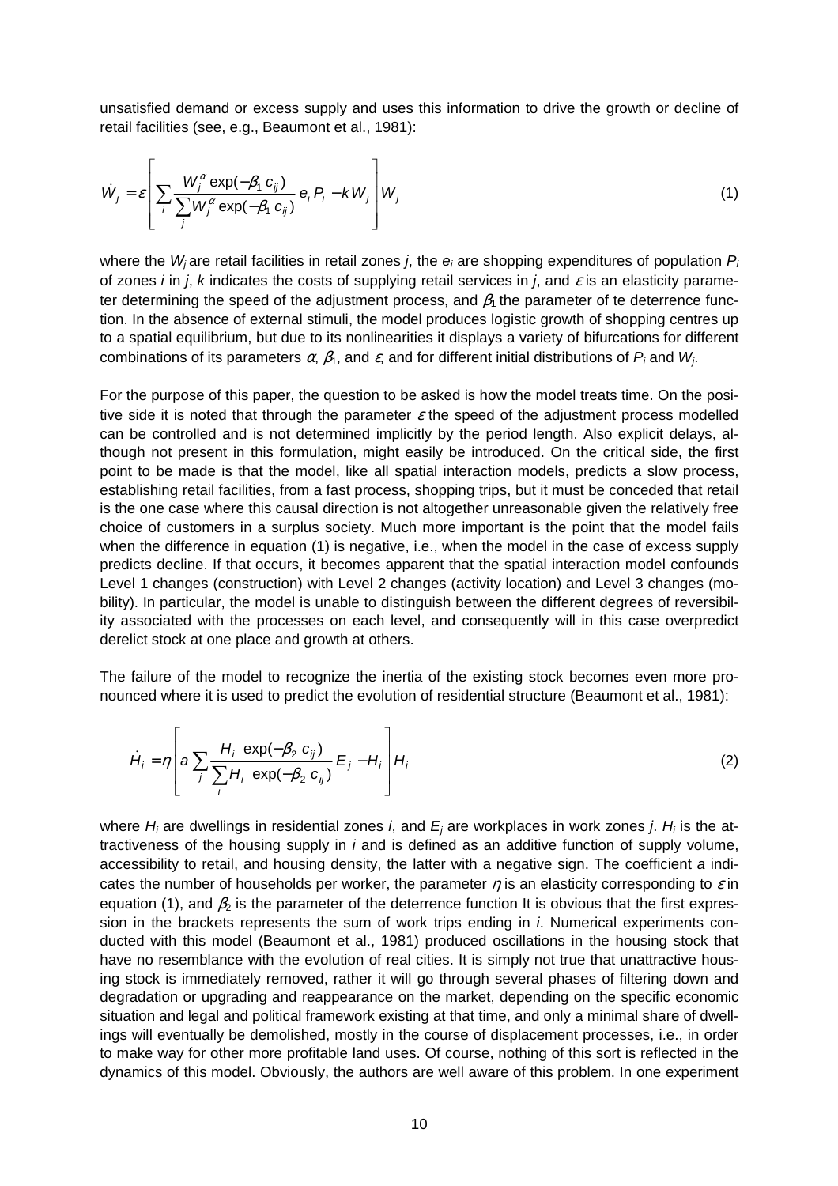unsatisfied demand or excess supply and uses this information to drive the growth or decline of retail facilities (see, e.g., Beaumont et al., 1981):

$$\dot{W}_j = \varepsilon \left[ \sum_i \frac{W_j^{\alpha} \exp(-\beta_1 c_{ij})}{\sum_j W_j^{\alpha} \exp(-\beta_1 c_{ij})} e_i P_i - k W_j \right] W_j \tag{1}$$

where the $W_j$ are retail facilities in retail zones $j$, the $e_i$ are shopping expenditures of population $P_i$ of zones $i$ in $j$, $k$ indicates the costs of supplying retail services in $j$, and $\varepsilon$ is an elasticity parameter determining the speed of the adjustment process, and $\beta_1$ the parameter of te deterrence function. In the absence of external stimuli, the model produces logistic growth of shopping centres up to a spatial equilibrium, but due to its nonlinearities it displays a variety of bifurcations for different combinations of its parameters $\alpha$, $\beta_1$, and $\varepsilon$, and for different initial distributions of $P_i$ and $W_j$.

For the purpose of this paper, the question to be asked is how the model treats time. On the positive side it is noted that through the parameter $\varepsilon$ the speed of the adjustment process modelled can be controlled and is not determined implicitly by the period length. Also explicit delays, although not present in this formulation, might easily be introduced. On the critical side, the first point to be made is that the model, like all spatial interaction models, predicts a slow process, establishing retail facilities, from a fast process, shopping trips, but it must be conceded that retail is the one case where this causal direction is not altogether unreasonable given the relatively free choice of customers in a surplus society. Much more important is the point that the model fails when the difference in equation (1) is negative, i.e., when the model in the case of excess supply predicts decline. If that occurs, it becomes apparent that the spatial interaction model confounds Level 1 changes (construction) with Level 2 changes (activity location) and Level 3 changes (mobility). In particular, the model is unable to distinguish between the different degrees of reversibility associated with the processes on each level, and consequently will in this case overpredict derelict stock at one place and growth at others.

The failure of the model to recognize the inertia of the existing stock becomes even more pronounced where it is used to predict the evolution of residential structure (Beaumont et al., 1981):

$$\dot{H}_i = \eta \left[ a \sum_j \frac{H_i \exp(-\beta_2 c_{ij})}{\sum_i H_i \exp(-\beta_2 c_{ij})} E_j - H_i \right] H_i \tag{2}$$

where $H_i$ are dwellings in residential zones $i$, and $E_j$ are workplaces in work zones $j$. $H_i$ is the attractiveness of the housing supply in $i$ and is defined as an additive function of supply volume, accessibility to retail, and housing density, the latter with a negative sign. The coefficient $a$ indicates the number of households per worker, the parameter $\eta$ is an elasticity corresponding to $\varepsilon$ in equation (1), and $\beta_2$ is the parameter of the deterrence function It is obvious that the first expression in the brackets represents the sum of work trips ending in $i$. Numerical experiments conducted with this model (Beaumont et al., 1981) produced oscillations in the housing stock that have no resemblance with the evolution of real cities. It is simply not true that unattractive housing stock is immediately removed, rather it will go through several phases of filtering down and degradation or upgrading and reappearance on the market, depending on the specific economic situation and legal and political framework existing at that time, and only a minimal share of dwellings will eventually be demolished, mostly in the course of displacement processes, i.e., in order to make way for other more profitable land uses. Of course, nothing of this sort is reflected in the dynamics of this model. Obviously, the authors are well aware of this problem. In one experiment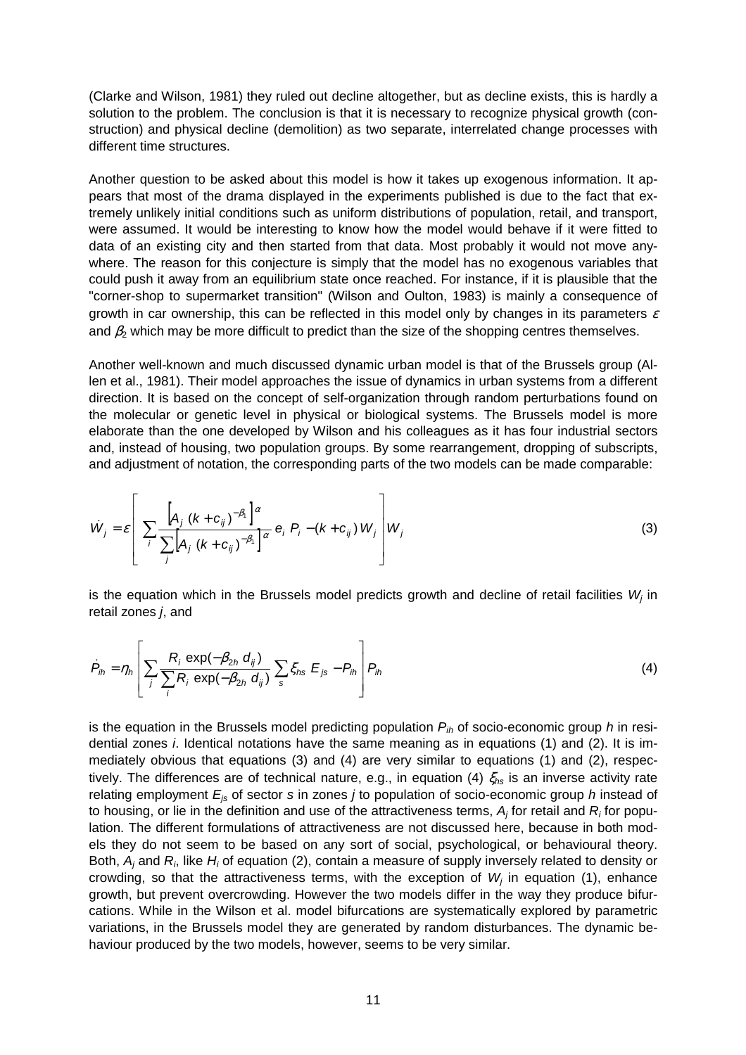(Clarke and Wilson, 1981) they ruled out decline altogether, but as decline exists, this is hardly a solution to the problem. The conclusion is that it is necessary to recognize physical growth (construction) and physical decline (demolition) as two separate, interrelated change processes with different time structures.

Another question to be asked about this model is how it takes up exogenous information. It appears that most of the drama displayed in the experiments published is due to the fact that extremely unlikely initial conditions such as uniform distributions of population, retail, and transport, were assumed. It would be interesting to know how the model would behave if it were fitted to data of an existing city and then started from that data. Most probably it would not move anywhere. The reason for this conjecture is simply that the model has no exogenous variables that could push it away from an equilibrium state once reached. For instance, if it is plausible that the "corner-shop to supermarket transition" (Wilson and Oulton, 1983) is mainly a consequence of growth in car ownership, this can be reflected in this model only by changes in its parameters $\varepsilon$ and $\beta_2$ which may be more difficult to predict than the size of the shopping centres themselves.

Another well-known and much discussed dynamic urban model is that of the Brussels group (Allen et al., 1981). Their model approaches the issue of dynamics in urban systems from a different direction. It is based on the concept of self-organization through random perturbations found on the molecular or genetic level in physical or biological systems. The Brussels model is more elaborate than the one developed by Wilson and his colleagues as it has four industrial sectors and, instead of housing, two population groups. By some rearrangement, dropping of subscripts, and adjustment of notation, the corresponding parts of the two models can be made comparable:

$$\dot{W}_j = \varepsilon \left[ \sum_i \frac{\left[ A_j \, (k + c_{ij})^{-\beta_1} \right]^{\alpha}}{\sum_j \left[ A_j \, (k + c_{ij})^{-\beta_1} \right]^{\alpha}} \, e_i \, P_i - (k + c_{ij}) \, W_j \right] W_j \tag{3}$$

is the equation which in the Brussels model predicts growth and decline of retail facilities $W_j$ in retail zones $j$, and

$$\dot{P}_{ih} = \eta_h \left[ \sum_j \frac{R_i \, \exp(-\beta_{2h} \, d_{ij})}{\sum_i R_i \, \exp(-\beta_{2h} \, d_{ij})} \sum_s \xi_{hs} \, E_{js} - P_{ih} \right] P_{ih} \tag{4}$$

is the equation in the Brussels model predicting population $P_{ih}$ of socio-economic group $h$ in residential zones $i$. Identical notations have the same meaning as in equations (1) and (2). It is immediately obvious that equations (3) and (4) are very similar to equations (1) and (2), respectively. The differences are of technical nature, e.g., in equation (4) $\xi_{hs}$ is an inverse activity rate relating employment $E_{js}$ of sector $s$ in zones $j$ to population of socio-economic group $h$ instead of to housing, or lie in the definition and use of the attractiveness terms, $A_j$ for retail and $R_i$ for population. The different formulations of attractiveness are not discussed here, because in both models they do not seem to be based on any sort of social, psychological, or behavioural theory. Both, $A_j$ and $R_i$, like $H_i$ of equation (2), contain a measure of supply inversely related to density or crowding, so that the attractiveness terms, with the exception of $W_j$ in equation (1), enhance growth, but prevent overcrowding. However the two models differ in the way they produce bifurcations. While in the Wilson et al. model bifurcations are systematically explored by parametric variations, in the Brussels model they are generated by random disturbances. The dynamic behaviour produced by the two models, however, seems to be very similar.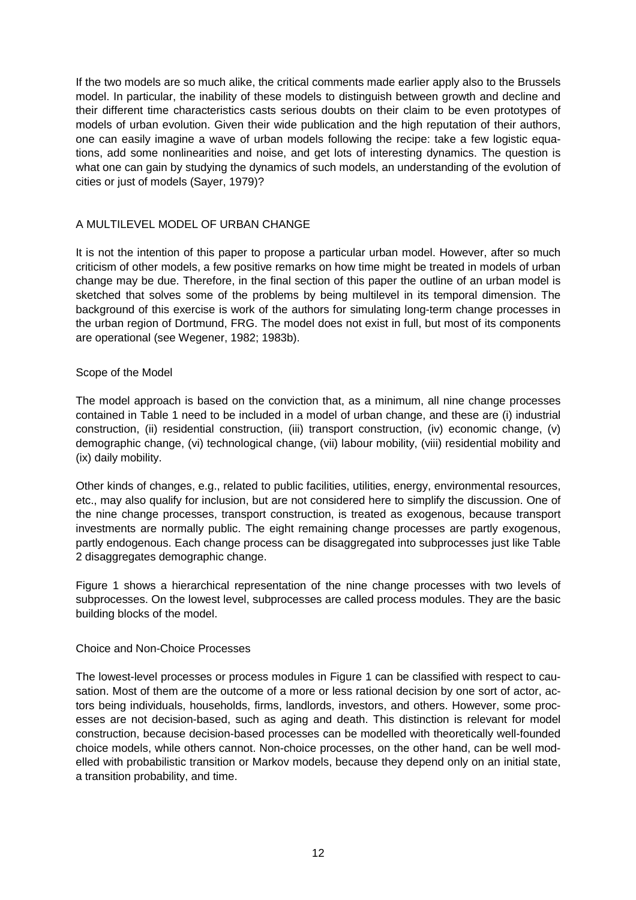If the two models are so much alike, the critical comments made earlier apply also to the Brussels model. In particular, the inability of these models to distinguish between growth and decline and their different time characteristics casts serious doubts on their claim to be even prototypes of models of urban evolution. Given their wide publication and the high reputation of their authors, one can easily imagine a wave of urban models following the recipe: take a few logistic equations, add some nonlinearities and noise, and get lots of interesting dynamics. The question is what one can gain by studying the dynamics of such models, an understanding of the evolution of cities or just of models (Sayer, 1979)?

## A MULTILEVEL MODEL OF URBAN CHANGE

It is not the intention of this paper to propose a particular urban model. However, after so much criticism of other models, a few positive remarks on how time might be treated in models of urban change may be due. Therefore, in the final section of this paper the outline of an urban model is sketched that solves some of the problems by being multilevel in its temporal dimension. The background of this exercise is work of the authors for simulating long-term change processes in the urban region of Dortmund, FRG. The model does not exist in full, but most of its components are operational (see Wegener, 1982; 1983b).

### Scope of the Model

The model approach is based on the conviction that, as a minimum, all nine change processes contained in Table 1 need to be included in a model of urban change, and these are (i) industrial construction, (ii) residential construction, (iii) transport construction, (iv) economic change, (v) demographic change, (vi) technological change, (vii) labour mobility, (viii) residential mobility and (ix) daily mobility.

Other kinds of changes, e.g., related to public facilities, utilities, energy, environmental resources, etc., may also qualify for inclusion, but are not considered here to simplify the discussion. One of the nine change processes, transport construction, is treated as exogenous, because transport investments are normally public. The eight remaining change processes are partly exogenous, partly endogenous. Each change process can be disaggregated into subprocesses just like Table 2 disaggregates demographic change.

Figure 1 shows a hierarchical representation of the nine change processes with two levels of subprocesses. On the lowest level, subprocesses are called process modules. They are the basic building blocks of the model.

### Choice and Non-Choice Processes

The lowest-level processes or process modules in Figure 1 can be classified with respect to causation. Most of them are the outcome of a more or less rational decision by one sort of actor, actors being individuals, households, firms, landlords, investors, and others. However, some processes are not decision-based, such as aging and death. This distinction is relevant for model construction, because decision-based processes can be modelled with theoretically well-founded choice models, while others cannot. Non-choice processes, on the other hand, can be well modelled with probabilistic transition or Markov models, because they depend only on an initial state, a transition probability, and time.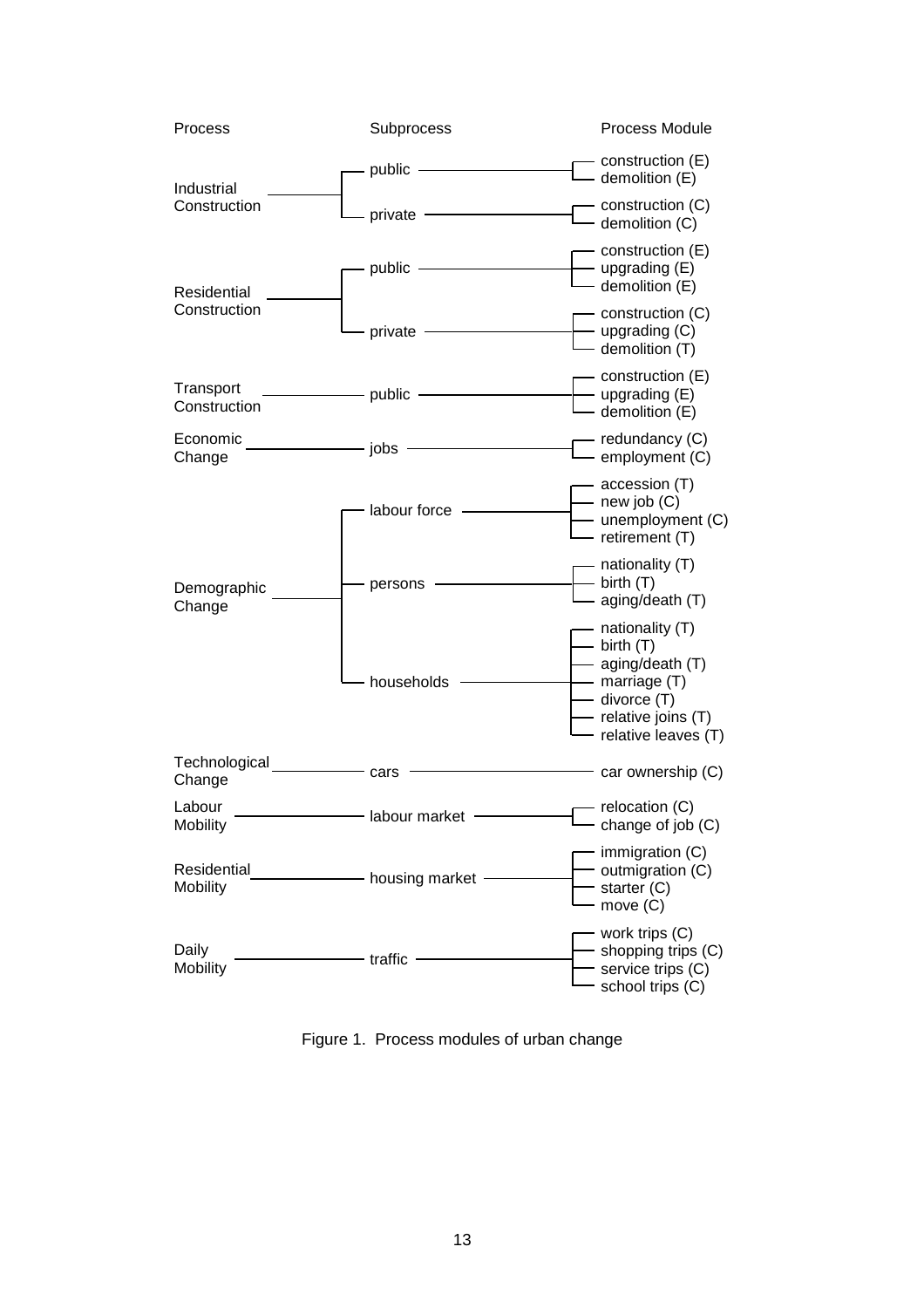| Process | Subprocess | Process Module |
|---|---|---|
| Industrial Construction | public | construction (E) |
| | | demolition (E) |
| | private | construction (C) |
| | | demolition (C) |
| Residential Construction | public | construction (E) |
| | | upgrading (E) |
| | | demolition (E) |
| | private | construction (C) |
| | | upgrading (C) |
| | | demolition (T) |
| Transport Construction | public | construction (E) |
| | | upgrading (E) |
| | | demolition (E) |
| Economic Change | jobs | redundancy (C) |
| | | employment (C) |
| Demographic Change | labour force | accession (T) |
| | | new job (C) |
| | | unemployment (C) |
| | | retirement (T) |
| | persons | nationality (T) |
| | | birth (T) |
| | | aging/death (T) |
| | households | nationality (T) |
| | | birth (T) |
| | | aging/death (T) |
| | | marriage (T) |
| | | divorce (T) |
| | | relative joins (T) |
| | | relative leaves (T) |
| Technological Change | cars | car ownership (C) |
| Labour Mobility | labour market | relocation (C) |
| | | change of job (C) |
| Residential Mobility | housing market | immigration (C) |
| | | outmigration (C) |
| | | starter (C) |
| | | move (C) |
| Daily Mobility | traffic | work trips (C) |
| | | shopping trips (C) |
| | | service trips (C) |
| | | school trips (C) |

Figure 1. Process modules of urban change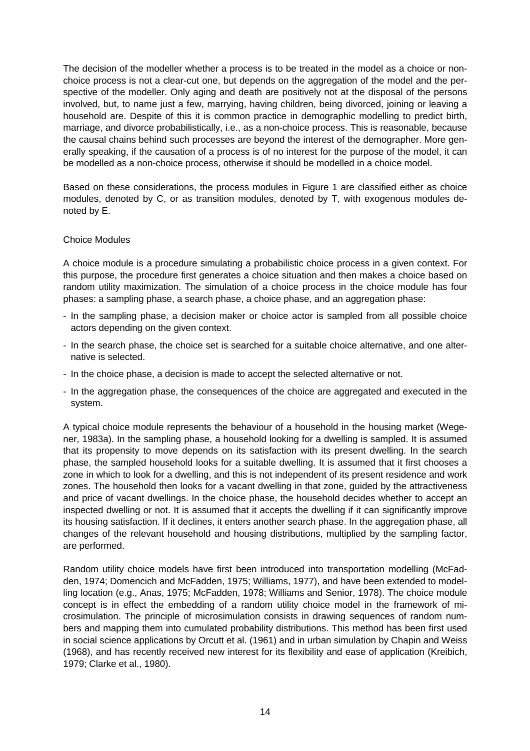The decision of the modeller whether a process is to be treated in the model as a choice or non-choice process is not a clear-cut one, but depends on the aggregation of the model and the perspective of the modeller. Only aging and death are positively not at the disposal of the persons involved, but, to name just a few, marrying, having children, being divorced, joining or leaving a household are. Despite of this it is common practice in demographic modelling to predict birth, marriage, and divorce probabilistically, i.e., as a non-choice process. This is reasonable, because the causal chains behind such processes are beyond the interest of the demographer. More generally speaking, if the causation of a process is of no interest for the purpose of the model, it can be modelled as a non-choice process, otherwise it should be modelled in a choice model.

Based on these considerations, the process modules in Figure 1 are classified either as choice modules, denoted by C, or as transition modules, denoted by T, with exogenous modules denoted by E.

### Choice Modules

A choice module is a procedure simulating a probabilistic choice process in a given context. For this purpose, the procedure first generates a choice situation and then makes a choice based on random utility maximization. The simulation of a choice process in the choice module has four phases: a sampling phase, a search phase, a choice phase, and an aggregation phase:

- In the sampling phase, a decision maker or choice actor is sampled from all possible choice actors depending on the given context.
- In the search phase, the choice set is searched for a suitable choice alternative, and one alternative is selected.
- In the choice phase, a decision is made to accept the selected alternative or not.
- In the aggregation phase, the consequences of the choice are aggregated and executed in the system.

A typical choice module represents the behaviour of a household in the housing market (Wegener, 1983a). In the sampling phase, a household looking for a dwelling is sampled. It is assumed that its propensity to move depends on its satisfaction with its present dwelling. In the search phase, the sampled household looks for a suitable dwelling. It is assumed that it first chooses a zone in which to look for a dwelling, and this is not independent of its present residence and work zones. The household then looks for a vacant dwelling in that zone, guided by the attractiveness and price of vacant dwellings. In the choice phase, the household decides whether to accept an inspected dwelling or not. It is assumed that it accepts the dwelling if it can significantly improve its housing satisfaction. If it declines, it enters another search phase. In the aggregation phase, all changes of the relevant household and housing distributions, multiplied by the sampling factor, are performed.

Random utility choice models have first been introduced into transportation modelling (McFadden, 1974; Domencich and McFadden, 1975; Williams, 1977), and have been extended to modelling location (e.g., Anas, 1975; McFadden, 1978; Williams and Senior, 1978). The choice module concept is in effect the embedding of a random utility choice model in the framework of microsimulation. The principle of microsimulation consists in drawing sequences of random numbers and mapping them into cumulated probability distributions. This method has been first used in social science applications by Orcutt et al. (1961) and in urban simulation by Chapin and Weiss (1968), and has recently received new interest for its flexibility and ease of application (Kreibich, 1979; Clarke et al., 1980).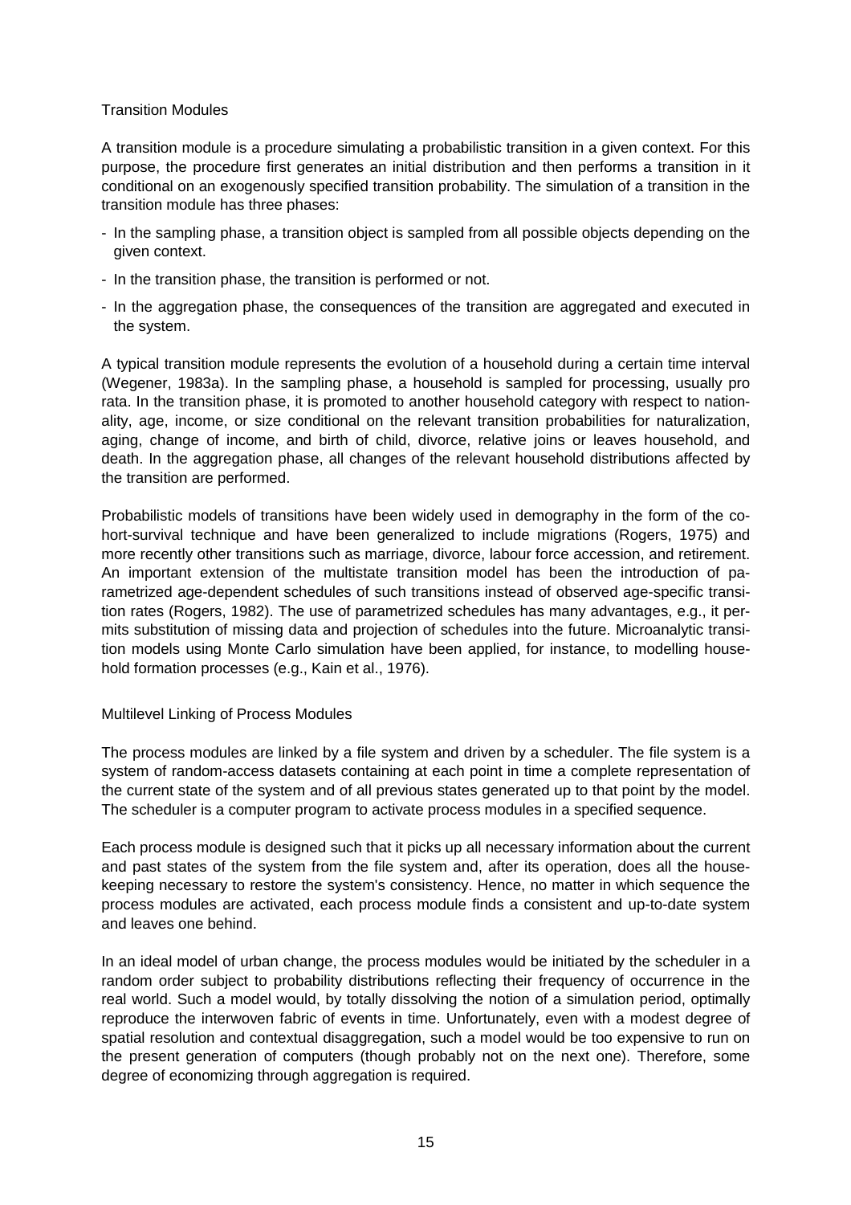### Transition Modules

A transition module is a procedure simulating a probabilistic transition in a given context. For this purpose, the procedure first generates an initial distribution and then performs a transition in it conditional on an exogenously specified transition probability. The simulation of a transition in the transition module has three phases:

- In the sampling phase, a transition object is sampled from all possible objects depending on the given context.
- In the transition phase, the transition is performed or not.
- In the aggregation phase, the consequences of the transition are aggregated and executed in the system.

A typical transition module represents the evolution of a household during a certain time interval (Wegener, 1983a). In the sampling phase, a household is sampled for processing, usually pro rata. In the transition phase, it is promoted to another household category with respect to nationality, age, income, or size conditional on the relevant transition probabilities for naturalization, aging, change of income, and birth of child, divorce, relative joins or leaves household, and death. In the aggregation phase, all changes of the relevant household distributions affected by the transition are performed.

Probabilistic models of transitions have been widely used in demography in the form of the cohort-survival technique and have been generalized to include migrations (Rogers, 1975) and more recently other transitions such as marriage, divorce, labour force accession, and retirement. An important extension of the multistate transition model has been the introduction of parametrized age-dependent schedules of such transitions instead of observed age-specific transition rates (Rogers, 1982). The use of parametrized schedules has many advantages, e.g., it permits substitution of missing data and projection of schedules into the future. Microanalytic transition models using Monte Carlo simulation have been applied, for instance, to modelling household formation processes (e.g., Kain et al., 1976).

### Multilevel Linking of Process Modules

The process modules are linked by a file system and driven by a scheduler. The file system is a system of random-access datasets containing at each point in time a complete representation of the current state of the system and of all previous states generated up to that point by the model. The scheduler is a computer program to activate process modules in a specified sequence.

Each process module is designed such that it picks up all necessary information about the current and past states of the system from the file system and, after its operation, does all the housekeeping necessary to restore the system's consistency. Hence, no matter in which sequence the process modules are activated, each process module finds a consistent and up-to-date system and leaves one behind.

In an ideal model of urban change, the process modules would be initiated by the scheduler in a random order subject to probability distributions reflecting their frequency of occurrence in the real world. Such a model would, by totally dissolving the notion of a simulation period, optimally reproduce the interwoven fabric of events in time. Unfortunately, even with a modest degree of spatial resolution and contextual disaggregation, such a model would be too expensive to run on the present generation of computers (though probably not on the next one). Therefore, some degree of economizing through aggregation is required.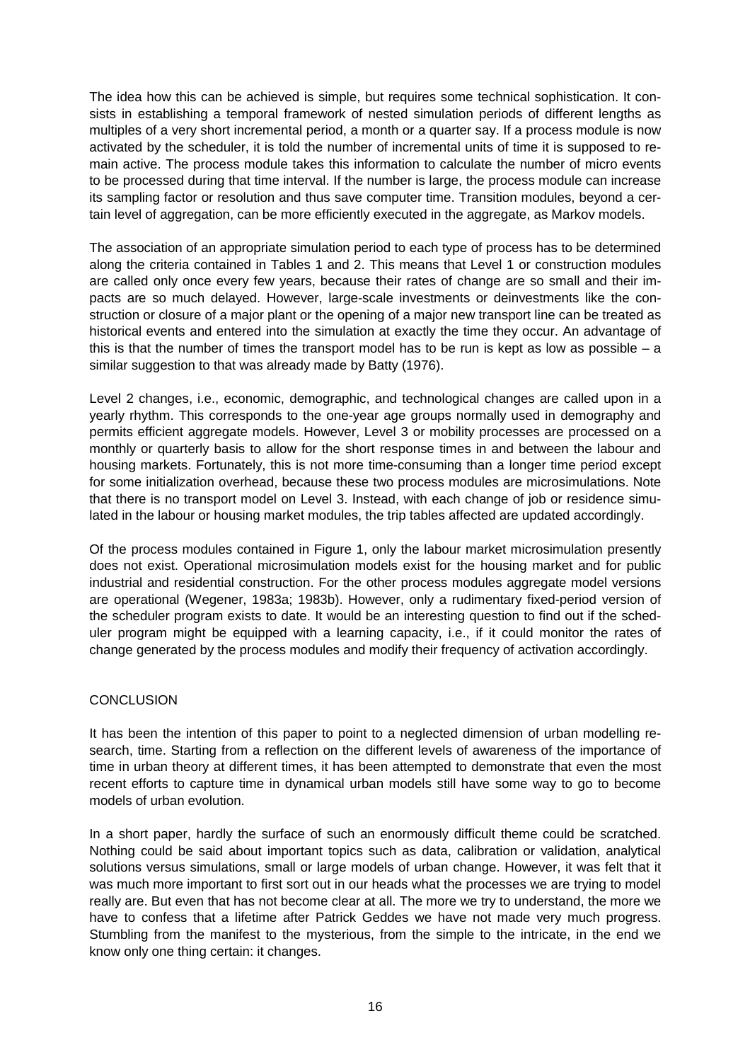The idea how this can be achieved is simple, but requires some technical sophistication. It consists in establishing a temporal framework of nested simulation periods of different lengths as multiples of a very short incremental period, a month or a quarter say. If a process module is now activated by the scheduler, it is told the number of incremental units of time it is supposed to remain active. The process module takes this information to calculate the number of micro events to be processed during that time interval. If the number is large, the process module can increase its sampling factor or resolution and thus save computer time. Transition modules, beyond a certain level of aggregation, can be more efficiently executed in the aggregate, as Markov models.

The association of an appropriate simulation period to each type of process has to be determined along the criteria contained in Tables 1 and 2. This means that Level 1 or construction modules are called only once every few years, because their rates of change are so small and their impacts are so much delayed. However, large-scale investments or deinvestments like the construction or closure of a major plant or the opening of a major new transport line can be treated as historical events and entered into the simulation at exactly the time they occur. An advantage of this is that the number of times the transport model has to be run is kept as low as possible – a similar suggestion to that was already made by Batty (1976).

Level 2 changes, i.e., economic, demographic, and technological changes are called upon in a yearly rhythm. This corresponds to the one-year age groups normally used in demography and permits efficient aggregate models. However, Level 3 or mobility processes are processed on a monthly or quarterly basis to allow for the short response times in and between the labour and housing markets. Fortunately, this is not more time-consuming than a longer time period except for some initialization overhead, because these two process modules are microsimulations. Note that there is no transport model on Level 3. Instead, with each change of job or residence simulated in the labour or housing market modules, the trip tables affected are updated accordingly.

Of the process modules contained in Figure 1, only the labour market microsimulation presently does not exist. Operational microsimulation models exist for the housing market and for public industrial and residential construction. For the other process modules aggregate model versions are operational (Wegener, 1983a; 1983b). However, only a rudimentary fixed-period version of the scheduler program exists to date. It would be an interesting question to find out if the scheduler program might be equipped with a learning capacity, i.e., if it could monitor the rates of change generated by the process modules and modify their frequency of activation accordingly.

## CONCLUSION

It has been the intention of this paper to point to a neglected dimension of urban modelling research, time. Starting from a reflection on the different levels of awareness of the importance of time in urban theory at different times, it has been attempted to demonstrate that even the most recent efforts to capture time in dynamical urban models still have some way to go to become models of urban evolution.

In a short paper, hardly the surface of such an enormously difficult theme could be scratched. Nothing could be said about important topics such as data, calibration or validation, analytical solutions versus simulations, small or large models of urban change. However, it was felt that it was much more important to first sort out in our heads what the processes we are trying to model really are. But even that has not become clear at all. The more we try to understand, the more we have to confess that a lifetime after Patrick Geddes we have not made very much progress. Stumbling from the manifest to the mysterious, from the simple to the intricate, in the end we know only one thing certain: it changes.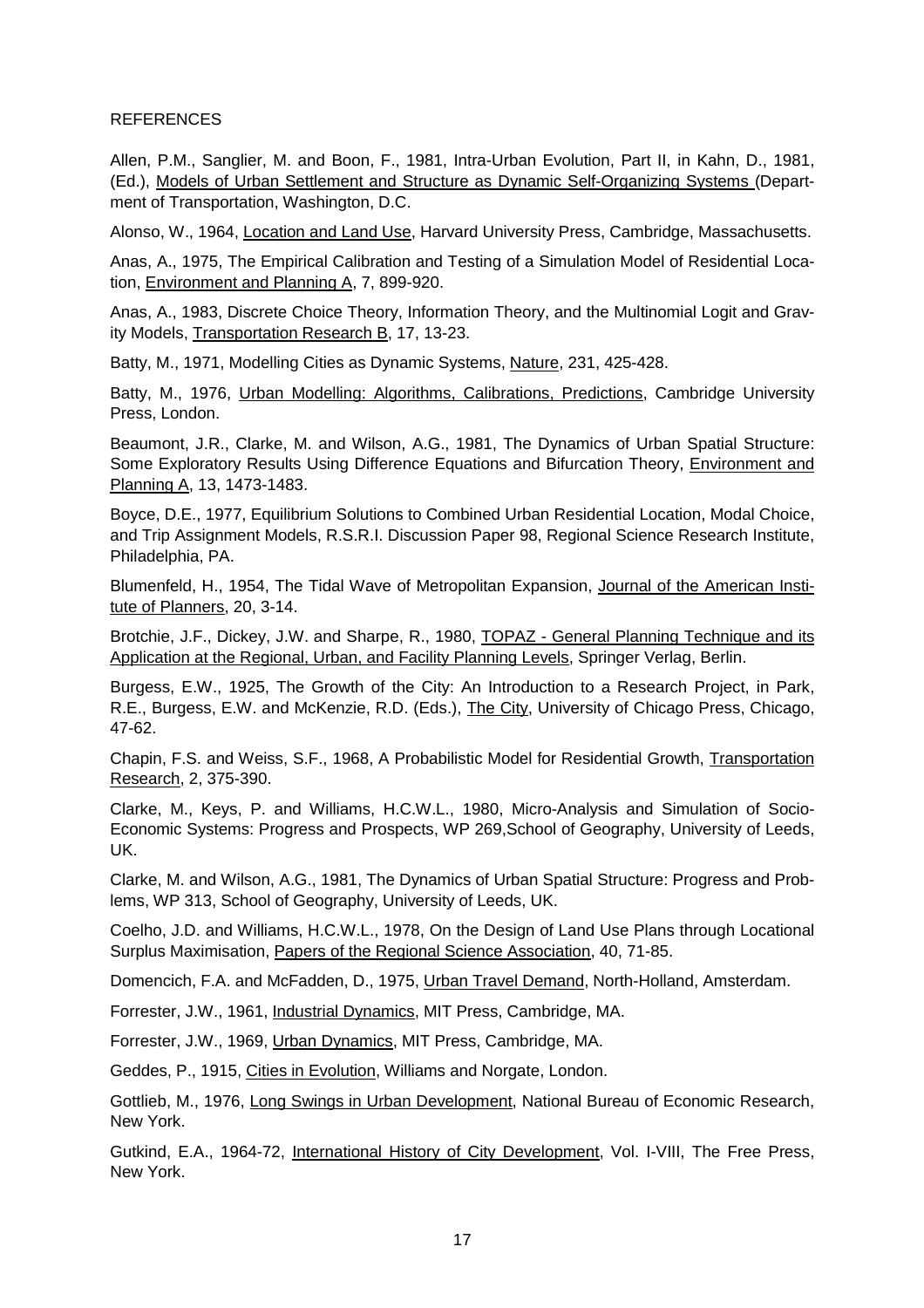REFERENCES

Allen, P.M., Sanglier, M. and Boon, F., 1981, Intra-Urban Evolution, Part II, in Kahn, D., 1981, (Ed.), Models of Urban Settlement and Structure as Dynamic Self-Organizing Systems (Department of Transportation, Washington, D.C.

Alonso, W., 1964, Location and Land Use, Harvard University Press, Cambridge, Massachusetts.

Anas, A., 1975, The Empirical Calibration and Testing of a Simulation Model of Residential Location, Environment and Planning A, 7, 899-920.

Anas, A., 1983, Discrete Choice Theory, Information Theory, and the Multinomial Logit and Gravity Models, Transportation Research B, 17, 13-23.

Batty, M., 1971, Modelling Cities as Dynamic Systems, Nature, 231, 425-428.

Batty, M., 1976, Urban Modelling: Algorithms, Calibrations, Predictions, Cambridge University Press, London.

Beaumont, J.R., Clarke, M. and Wilson, A.G., 1981, The Dynamics of Urban Spatial Structure: Some Exploratory Results Using Difference Equations and Bifurcation Theory, Environment and Planning A, 13, 1473-1483.

Boyce, D.E., 1977, Equilibrium Solutions to Combined Urban Residential Location, Modal Choice, and Trip Assignment Models, R.S.R.I. Discussion Paper 98, Regional Science Research Institute, Philadelphia, PA.

Blumenfeld, H., 1954, The Tidal Wave of Metropolitan Expansion, Journal of the American Institute of Planners, 20, 3-14.

Brotchie, J.F., Dickey, J.W. and Sharpe, R., 1980, TOPAZ - General Planning Technique and its Application at the Regional, Urban, and Facility Planning Levels, Springer Verlag, Berlin.

Burgess, E.W., 1925, The Growth of the City: An Introduction to a Research Project, in Park, R.E., Burgess, E.W. and McKenzie, R.D. (Eds.), The City, University of Chicago Press, Chicago, 47-62.

Chapin, F.S. and Weiss, S.F., 1968, A Probabilistic Model for Residential Growth, Transportation Research, 2, 375-390.

Clarke, M., Keys, P. and Williams, H.C.W.L., 1980, Micro-Analysis and Simulation of Socio-Economic Systems: Progress and Prospects, WP 269,School of Geography, University of Leeds, UK.

Clarke, M. and Wilson, A.G., 1981, The Dynamics of Urban Spatial Structure: Progress and Problems, WP 313, School of Geography, University of Leeds, UK.

Coelho, J.D. and Williams, H.C.W.L., 1978, On the Design of Land Use Plans through Locational Surplus Maximisation, Papers of the Regional Science Association, 40, 71-85.

Domencich, F.A. and McFadden, D., 1975, Urban Travel Demand, North-Holland, Amsterdam.

Forrester, J.W., 1961, Industrial Dynamics, MIT Press, Cambridge, MA.

Forrester, J.W., 1969, Urban Dynamics, MIT Press, Cambridge, MA.

Geddes, P., 1915, Cities in Evolution, Williams and Norgate, London.

Gottlieb, M., 1976, Long Swings in Urban Development, National Bureau of Economic Research, New York.

Gutkind, E.A., 1964-72, International History of City Development, Vol. I-VIII, The Free Press, New York.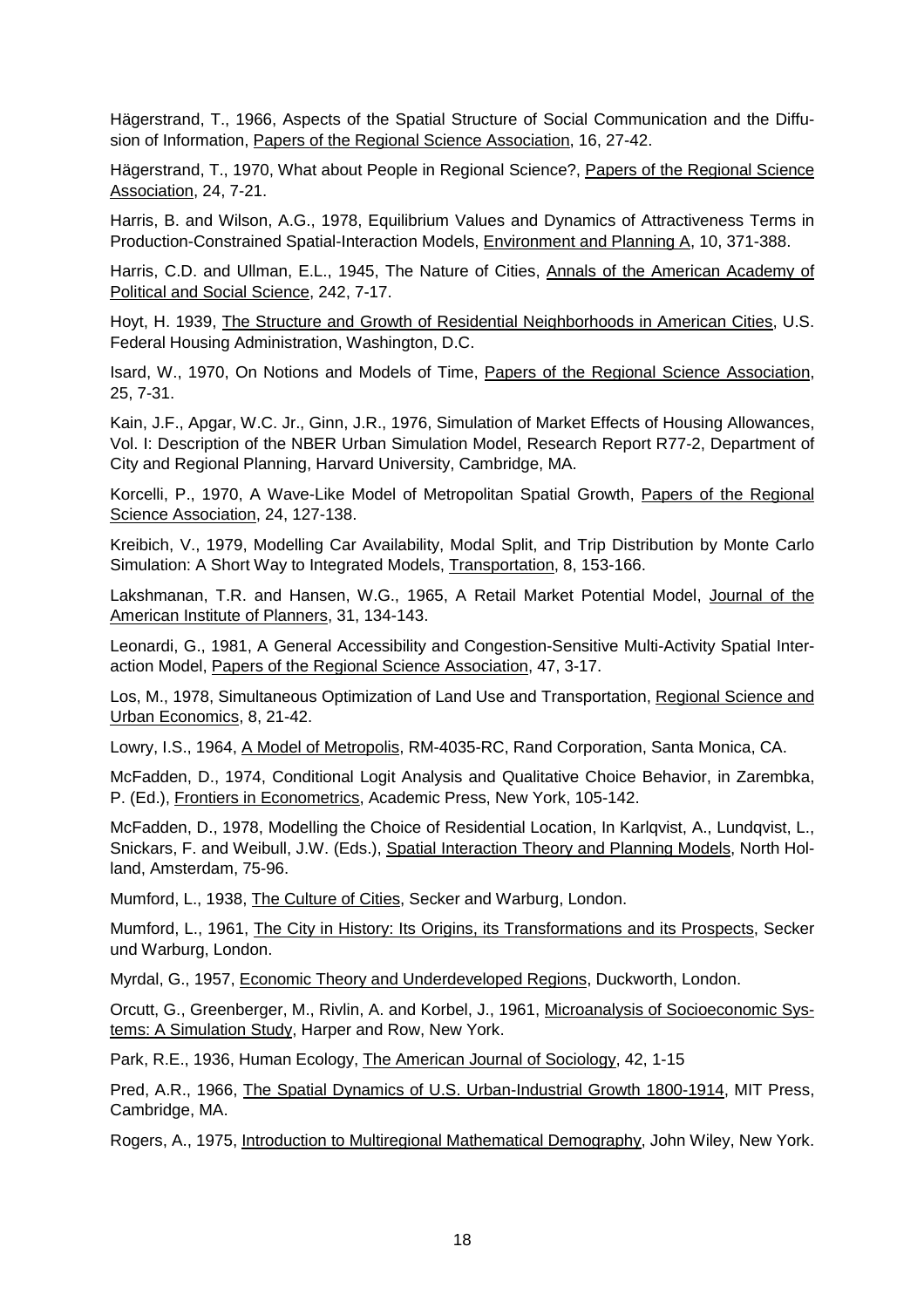Hägerstrand, T., 1966, Aspects of the Spatial Structure of Social Communication and the Diffusion of Information, Papers of the Regional Science Association, 16, 27-42.

Hägerstrand, T., 1970, What about People in Regional Science?, Papers of the Regional Science Association, 24, 7-21.

Harris, B. and Wilson, A.G., 1978, Equilibrium Values and Dynamics of Attractiveness Terms in Production-Constrained Spatial-Interaction Models, Environment and Planning A, 10, 371-388.

Harris, C.D. and Ullman, E.L., 1945, The Nature of Cities, Annals of the American Academy of Political and Social Science, 242, 7-17.

Hoyt, H. 1939, The Structure and Growth of Residential Neighborhoods in American Cities, U.S. Federal Housing Administration, Washington, D.C.

Isard, W., 1970, On Notions and Models of Time, Papers of the Regional Science Association, 25, 7-31.

Kain, J.F., Apgar, W.C. Jr., Ginn, J.R., 1976, Simulation of Market Effects of Housing Allowances, Vol. I: Description of the NBER Urban Simulation Model, Research Report R77-2, Department of City and Regional Planning, Harvard University, Cambridge, MA.

Korcelli, P., 1970, A Wave-Like Model of Metropolitan Spatial Growth, Papers of the Regional Science Association, 24, 127-138.

Kreibich, V., 1979, Modelling Car Availability, Modal Split, and Trip Distribution by Monte Carlo Simulation: A Short Way to Integrated Models, Transportation, 8, 153-166.

Lakshmanan, T.R. and Hansen, W.G., 1965, A Retail Market Potential Model, Journal of the American Institute of Planners, 31, 134-143.

Leonardi, G., 1981, A General Accessibility and Congestion-Sensitive Multi-Activity Spatial Interaction Model, Papers of the Regional Science Association, 47, 3-17.

Los, M., 1978, Simultaneous Optimization of Land Use and Transportation, Regional Science and Urban Economics, 8, 21-42.

Lowry, I.S., 1964, A Model of Metropolis, RM-4035-RC, Rand Corporation, Santa Monica, CA.

McFadden, D., 1974, Conditional Logit Analysis and Qualitative Choice Behavior, in Zarembka, P. (Ed.), Frontiers in Econometrics, Academic Press, New York, 105-142.

McFadden, D., 1978, Modelling the Choice of Residential Location, In Karlqvist, A., Lundqvist, L., Snickars, F. and Weibull, J.W. (Eds.), Spatial Interaction Theory and Planning Models, North Holland, Amsterdam, 75-96.

Mumford, L., 1938, The Culture of Cities, Secker and Warburg, London.

Mumford, L., 1961, The City in History: Its Origins, its Transformations and its Prospects, Secker und Warburg, London.

Myrdal, G., 1957, Economic Theory and Underdeveloped Regions, Duckworth, London.

Orcutt, G., Greenberger, M., Rivlin, A. and Korbel, J., 1961, Microanalysis of Socioeconomic Systems: A Simulation Study, Harper and Row, New York.

Park, R.E., 1936, Human Ecology, The American Journal of Sociology, 42, 1-15

Pred, A.R., 1966, The Spatial Dynamics of U.S. Urban-Industrial Growth 1800-1914, MIT Press, Cambridge, MA.

Rogers, A., 1975, Introduction to Multiregional Mathematical Demography, John Wiley, New York.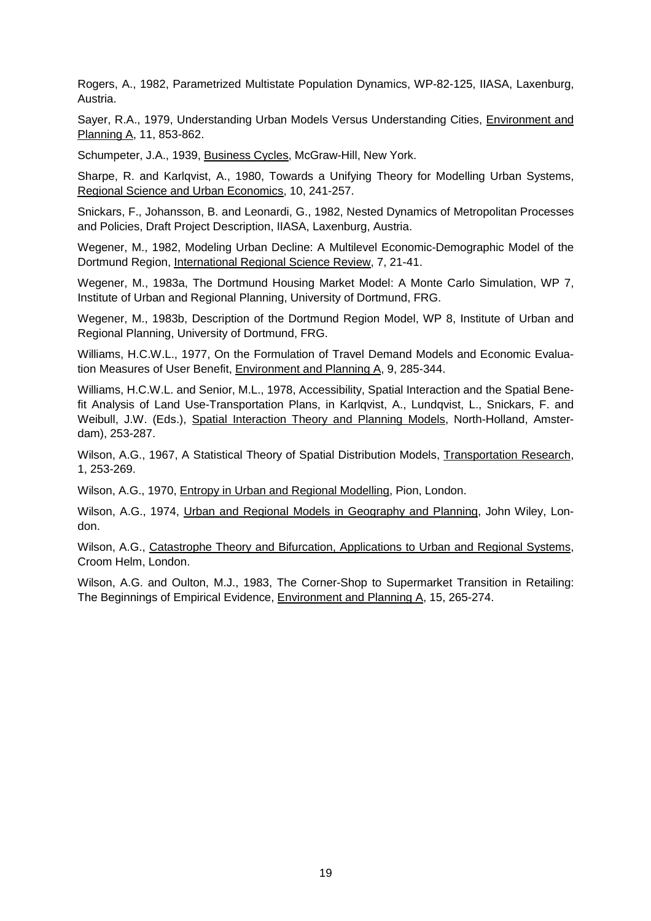Rogers, A., 1982, Parametrized Multistate Population Dynamics, WP-82-125, IIASA, Laxenburg, Austria.

Sayer, R.A., 1979, Understanding Urban Models Versus Understanding Cities, Environment and Planning A, 11, 853-862.

Schumpeter, J.A., 1939, Business Cycles, McGraw-Hill, New York.

Sharpe, R. and Karlqvist, A., 1980, Towards a Unifying Theory for Modelling Urban Systems, Regional Science and Urban Economics, 10, 241-257.

Snickars, F., Johansson, B. and Leonardi, G., 1982, Nested Dynamics of Metropolitan Processes and Policies, Draft Project Description, IIASA, Laxenburg, Austria.

Wegener, M., 1982, Modeling Urban Decline: A Multilevel Economic-Demographic Model of the Dortmund Region, International Regional Science Review, 7, 21-41.

Wegener, M., 1983a, The Dortmund Housing Market Model: A Monte Carlo Simulation, WP 7, Institute of Urban and Regional Planning, University of Dortmund, FRG.

Wegener, M., 1983b, Description of the Dortmund Region Model, WP 8, Institute of Urban and Regional Planning, University of Dortmund, FRG.

Williams, H.C.W.L., 1977, On the Formulation of Travel Demand Models and Economic Evaluation Measures of User Benefit, Environment and Planning A, 9, 285-344.

Williams, H.C.W.L. and Senior, M.L., 1978, Accessibility, Spatial Interaction and the Spatial Benefit Analysis of Land Use-Transportation Plans, in Karlqvist, A., Lundqvist, L., Snickars, F. and Weibull, J.W. (Eds.), Spatial Interaction Theory and Planning Models, North-Holland, Amsterdam), 253-287.

Wilson, A.G., 1967, A Statistical Theory of Spatial Distribution Models, Transportation Research, 1, 253-269.

Wilson, A.G., 1970, Entropy in Urban and Regional Modelling, Pion, London.

Wilson, A.G., 1974, Urban and Regional Models in Geography and Planning, John Wiley, London.

Wilson, A.G., Catastrophe Theory and Bifurcation, Applications to Urban and Regional Systems, Croom Helm, London.

Wilson, A.G. and Oulton, M.J., 1983, The Corner-Shop to Supermarket Transition in Retailing: The Beginnings of Empirical Evidence, Environment and Planning A, 15, 265-274.